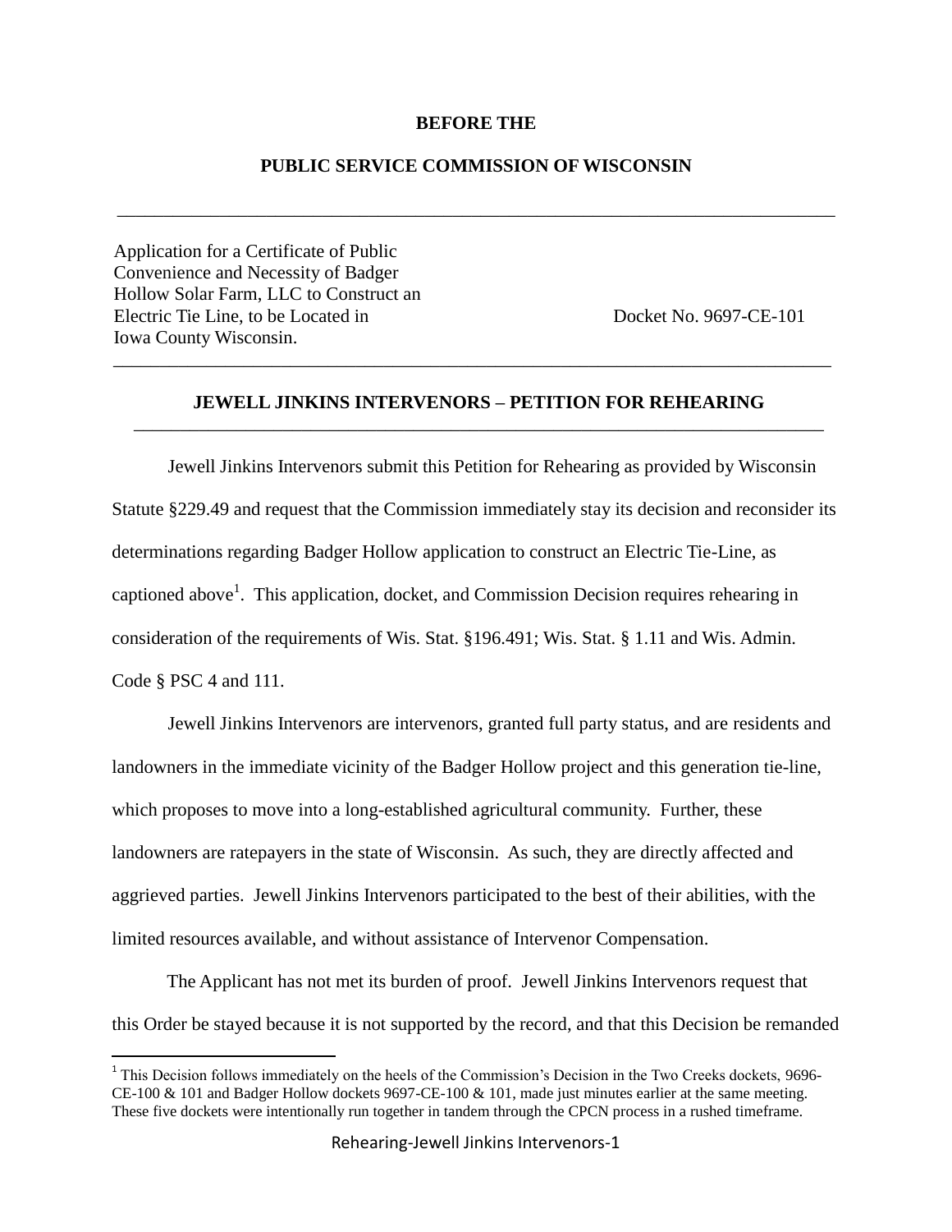**BEFORE THE**

**PUBLIC SERVICE COMMISSION OF WISCONSIN**

---

| | |
|---|---|
| Application for a Certificate of Public Convenience and Necessity of Badger Hollow Solar Farm, LLC to Construct an Electric Tie Line, to be Located in Iowa County Wisconsin. | Docket No. 9697-CE-101 |

---

## JEWELL JINKINS INTERVENORS – PETITION FOR REHEARING

---

Jewell Jinkins Intervenors submit this Petition for Rehearing as provided by Wisconsin Statute §229.49 and request that the Commission immediately stay its decision and reconsider its determinations regarding Badger Hollow application to construct an Electric Tie-Line, as captioned above[1]. This application, docket, and Commission Decision requires rehearing in consideration of the requirements of Wis. Stat. §196.491; Wis. Stat. § 1.11 and Wis. Admin. Code § PSC 4 and 111.

Jewell Jinkins Intervenors are intervenors, granted full party status, and are residents and landowners in the immediate vicinity of the Badger Hollow project and this generation tie-line, which proposes to move into a long-established agricultural community. Further, these landowners are ratepayers in the state of Wisconsin. As such, they are directly affected and aggrieved parties. Jewell Jinkins Intervenors participated to the best of their abilities, with the limited resources available, and without assistance of Intervenor Compensation.

The Applicant has not met its burden of proof. Jewell Jinkins Intervenors request that this Order be stayed because it is not supported by the record, and that this Decision be remanded

---

[1] This Decision follows immediately on the heels of the Commission's Decision in the Two Creeks dockets, 9696-CE-100 & 101 and Badger Hollow dockets 9697-CE-100 & 101, made just minutes earlier at the same meeting. These five dockets were intentionally run together in tandem through the CPCN process in a rushed timeframe.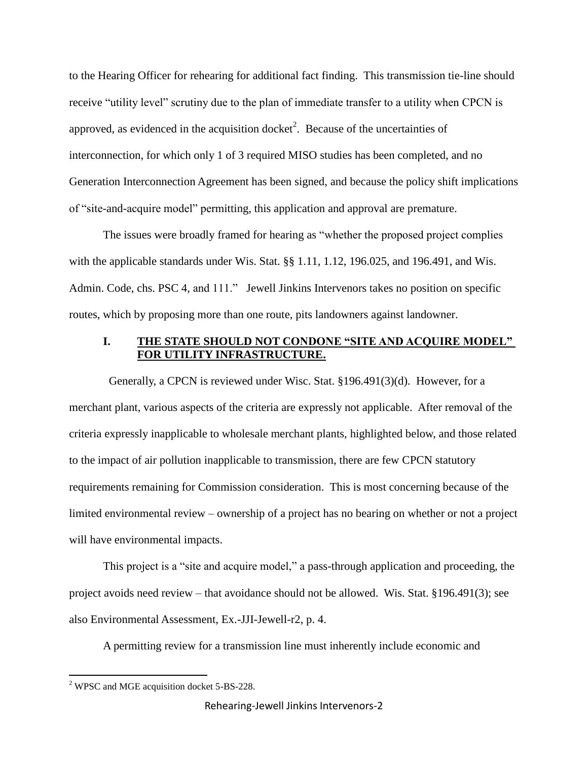to the Hearing Officer for rehearing for additional fact finding. This transmission tie-line should receive "utility level" scrutiny due to the plan of immediate transfer to a utility when CPCN is approved, as evidenced in the acquisition docket[2]. Because of the uncertainties of interconnection, for which only 1 of 3 required MISO studies has been completed, and no Generation Interconnection Agreement has been signed, and because the policy shift implications of "site-and-acquire model" permitting, this application and approval are premature.

The issues were broadly framed for hearing as "whether the proposed project complies with the applicable standards under Wis. Stat. §§ 1.11, 1.12, 196.025, and 196.491, and Wis. Admin. Code, chs. PSC 4, and 111." Jewell Jinkins Intervenors takes no position on specific routes, which by proposing more than one route, pits landowners against landowner.

## I. THE STATE SHOULD NOT CONDONE "SITE AND ACQUIRE MODEL" FOR UTILITY INFRASTRUCTURE.

Generally, a CPCN is reviewed under Wisc. Stat. §196.491(3)(d). However, for a merchant plant, various aspects of the criteria are expressly not applicable. After removal of the criteria expressly inapplicable to wholesale merchant plants, highlighted below, and those related to the impact of air pollution inapplicable to transmission, there are few CPCN statutory requirements remaining for Commission consideration. This is most concerning because of the limited environmental review – ownership of a project has no bearing on whether or not a project will have environmental impacts.

This project is a "site and acquire model," a pass-through application and proceeding, the project avoids need review – that avoidance should not be allowed. Wis. Stat. §196.491(3); see also Environmental Assessment, Ex.-JJI-Jewell-r2, p. 4.

A permitting review for a transmission line must inherently include economic and

[2] WPSC and MGE acquisition docket 5-BS-228.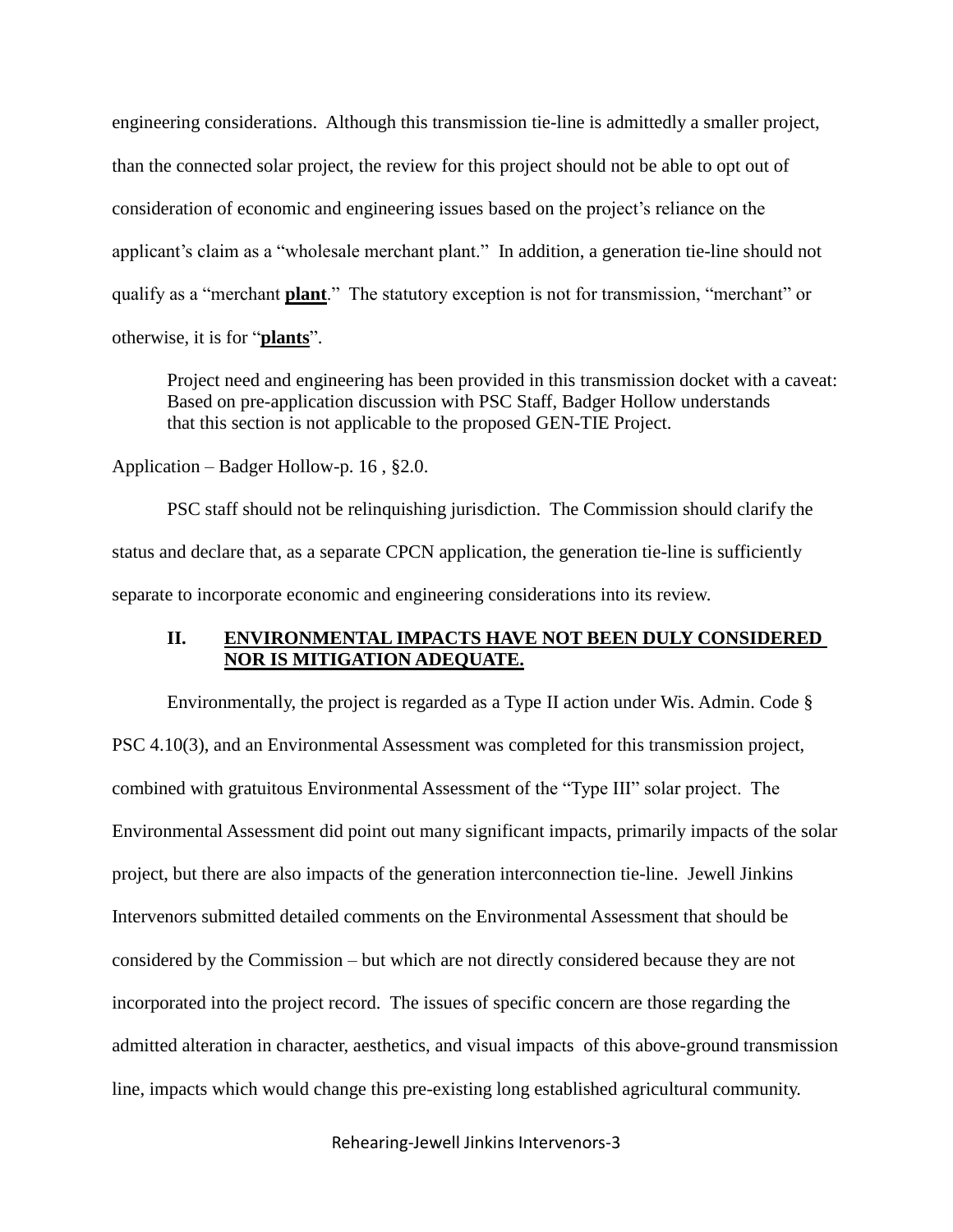engineering considerations. Although this transmission tie-line is admittedly a smaller project, than the connected solar project, the review for this project should not be able to opt out of consideration of economic and engineering issues based on the project's reliance on the applicant's claim as a "wholesale merchant plant." In addition, a generation tie-line should not qualify as a "merchant **plant**." The statutory exception is not for transmission, "merchant" or otherwise, it is for "**plants**".

> Project need and engineering has been provided in this transmission docket with a caveat: Based on pre-application discussion with PSC Staff, Badger Hollow understands that this section is not applicable to the proposed GEN-TIE Project.

Application – Badger Hollow-p. 16 , §2.0.

PSC staff should not be relinquishing jurisdiction. The Commission should clarify the status and declare that, as a separate CPCN application, the generation tie-line is sufficiently separate to incorporate economic and engineering considerations into its review.

## II. ENVIRONMENTAL IMPACTS HAVE NOT BEEN DULY CONSIDERED NOR IS MITIGATION ADEQUATE.

Environmentally, the project is regarded as a Type II action under Wis. Admin. Code § PSC 4.10(3), and an Environmental Assessment was completed for this transmission project, combined with gratuitous Environmental Assessment of the "Type III" solar project. The Environmental Assessment did point out many significant impacts, primarily impacts of the solar project, but there are also impacts of the generation interconnection tie-line. Jewell Jinkins Intervenors submitted detailed comments on the Environmental Assessment that should be considered by the Commission – but which are not directly considered because they are not incorporated into the project record. The issues of specific concern are those regarding the admitted alteration in character, aesthetics, and visual impacts of this above-ground transmission line, impacts which would change this pre-existing long established agricultural community.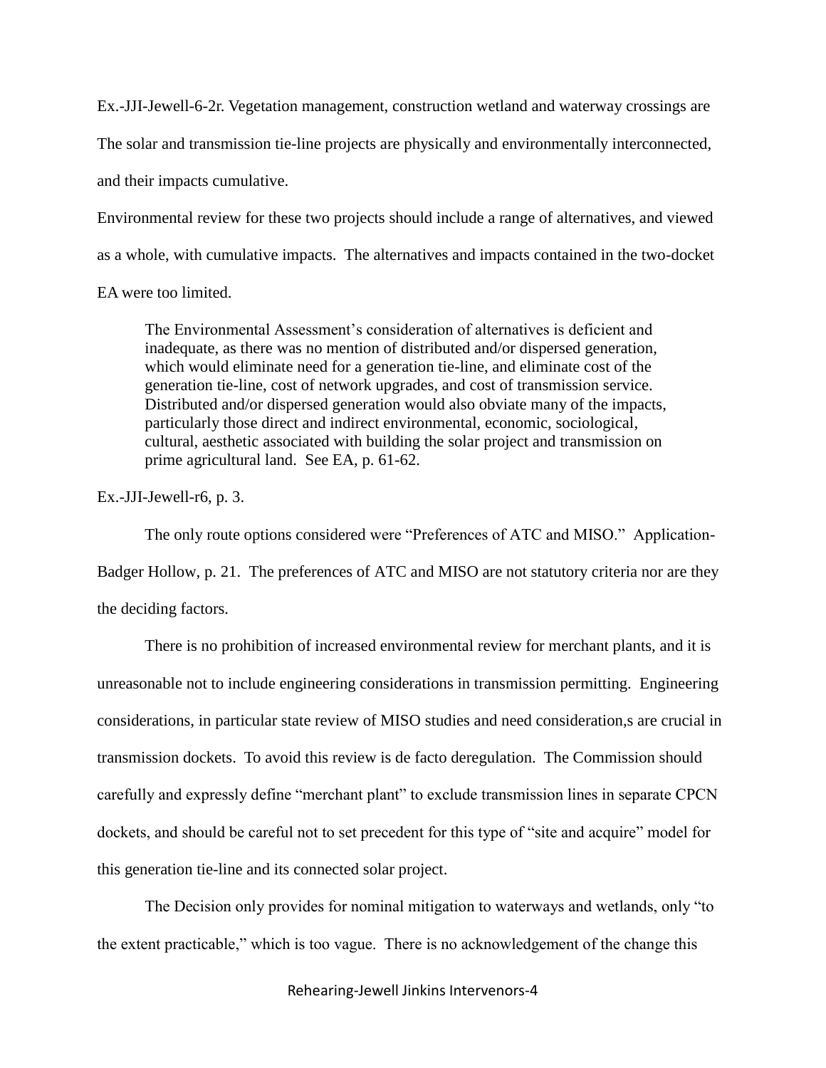Ex.-JJI-Jewell-6-2r. Vegetation management, construction wetland and waterway crossings are The solar and transmission tie-line projects are physically and environmentally interconnected, and their impacts cumulative.

Environmental review for these two projects should include a range of alternatives, and viewed as a whole, with cumulative impacts. The alternatives and impacts contained in the two-docket EA were too limited.

> The Environmental Assessment's consideration of alternatives is deficient and inadequate, as there was no mention of distributed and/or dispersed generation, which would eliminate need for a generation tie-line, and eliminate cost of the generation tie-line, cost of network upgrades, and cost of transmission service. Distributed and/or dispersed generation would also obviate many of the impacts, particularly those direct and indirect environmental, economic, sociological, cultural, aesthetic associated with building the solar project and transmission on prime agricultural land. See EA, p. 61-62.

Ex.-JJI-Jewell-r6, p. 3.

The only route options considered were "Preferences of ATC and MISO." Application-Badger Hollow, p. 21. The preferences of ATC and MISO are not statutory criteria nor are they the deciding factors.

There is no prohibition of increased environmental review for merchant plants, and it is unreasonable not to include engineering considerations in transmission permitting. Engineering considerations, in particular state review of MISO studies and need consideration,s are crucial in transmission dockets. To avoid this review is de facto deregulation. The Commission should carefully and expressly define "merchant plant" to exclude transmission lines in separate CPCN dockets, and should be careful not to set precedent for this type of "site and acquire" model for this generation tie-line and its connected solar project.

The Decision only provides for nominal mitigation to waterways and wetlands, only "to the extent practicable," which is too vague. There is no acknowledgement of the change this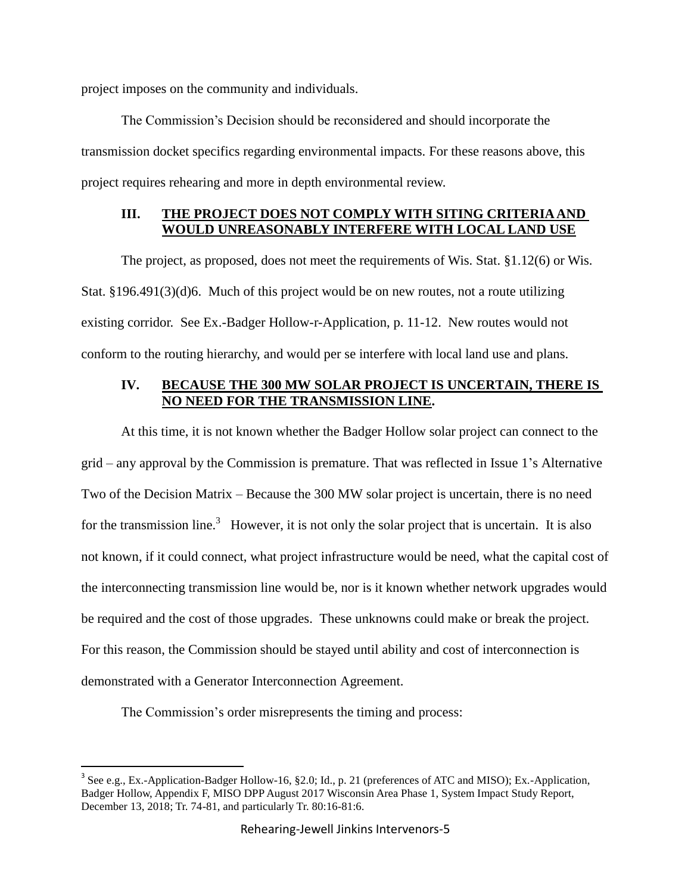project imposes on the community and individuals.

The Commission's Decision should be reconsidered and should incorporate the transmission docket specifics regarding environmental impacts. For these reasons above, this project requires rehearing and more in depth environmental review.

## III. <u>THE PROJECT DOES NOT COMPLY WITH SITING CRITERIA AND WOULD UNREASONABLY INTERFERE WITH LOCAL LAND USE</u>

The project, as proposed, does not meet the requirements of Wis. Stat. §1.12(6) or Wis. Stat. §196.491(3)(d)6. Much of this project would be on new routes, not a route utilizing existing corridor. See Ex.-Badger Hollow-r-Application, p. 11-12. New routes would not conform to the routing hierarchy, and would per se interfere with local land use and plans.

## IV. <u>BECAUSE THE 300 MW SOLAR PROJECT IS UNCERTAIN, THERE IS NO NEED FOR THE TRANSMISSION LINE</u>.

At this time, it is not known whether the Badger Hollow solar project can connect to the grid – any approval by the Commission is premature. That was reflected in Issue 1's Alternative Two of the Decision Matrix – Because the 300 MW solar project is uncertain, there is no need for the transmission line.[3] However, it is not only the solar project that is uncertain. It is also not known, if it could connect, what project infrastructure would be need, what the capital cost of the interconnecting transmission line would be, nor is it known whether network upgrades would be required and the cost of those upgrades. These unknowns could make or break the project. For this reason, the Commission should be stayed until ability and cost of interconnection is demonstrated with a Generator Interconnection Agreement.

The Commission's order misrepresents the timing and process:

---

[3] See e.g., Ex.-Application-Badger Hollow-16, §2.0; Id., p. 21 (preferences of ATC and MISO); Ex.-Application, Badger Hollow, Appendix F, MISO DPP August 2017 Wisconsin Area Phase 1, System Impact Study Report, December 13, 2018; Tr. 74-81, and particularly Tr. 80:16-81:6.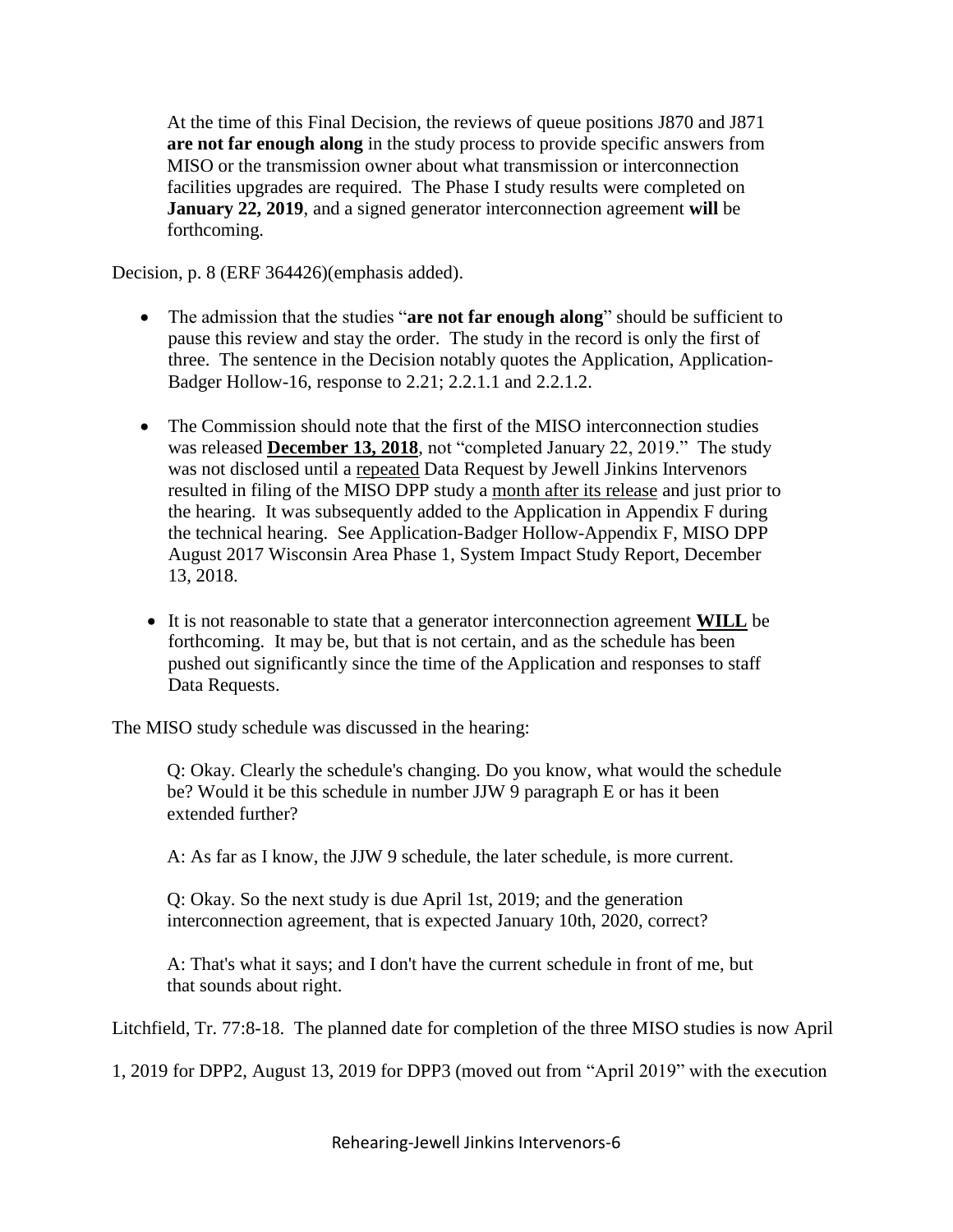> At the time of this Final Decision, the reviews of queue positions J870 and J871 **are not far enough along** in the study process to provide specific answers from MISO or the transmission owner about what transmission or interconnection facilities upgrades are required. The Phase I study results were completed on **January 22, 2019**, and a signed generator interconnection agreement **will** be forthcoming.

Decision, p. 8 (ERF 364426)(emphasis added).

- The admission that the studies "**are not far enough along**" should be sufficient to pause this review and stay the order. The study in the record is only the first of three. The sentence in the Decision notably quotes the Application, Application-Badger Hollow-16, response to 2.21; 2.2.1.1 and 2.2.1.2.
- The Commission should note that the first of the MISO interconnection studies was released **<u>December 13, 2018</u>**, not "completed January 22, 2019." The study was not disclosed until a <u>repeated</u> Data Request by Jewell Jinkins Intervenors resulted in filing of the MISO DPP study a <u>month after its release</u> and just prior to the hearing. It was subsequently added to the Application in Appendix F during the technical hearing. See Application-Badger Hollow-Appendix F, MISO DPP August 2017 Wisconsin Area Phase 1, System Impact Study Report, December 13, 2018.
- It is not reasonable to state that a generator interconnection agreement **<u>WILL</u>** be forthcoming. It may be, but that is not certain, and as the schedule has been pushed out significantly since the time of the Application and responses to staff Data Requests.

The MISO study schedule was discussed in the hearing:

> Q: Okay. Clearly the schedule's changing. Do you know, what would the schedule be? Would it be this schedule in number JJW 9 paragraph E or has it been extended further?
>
> A: As far as I know, the JJW 9 schedule, the later schedule, is more current.
>
> Q: Okay. So the next study is due April 1st, 2019; and the generation interconnection agreement, that is expected January 10th, 2020, correct?
>
> A: That's what it says; and I don't have the current schedule in front of me, but that sounds about right.

Litchfield, Tr. 77:8-18. The planned date for completion of the three MISO studies is now April 1, 2019 for DPP2, August 13, 2019 for DPP3 (moved out from "April 2019" with the execution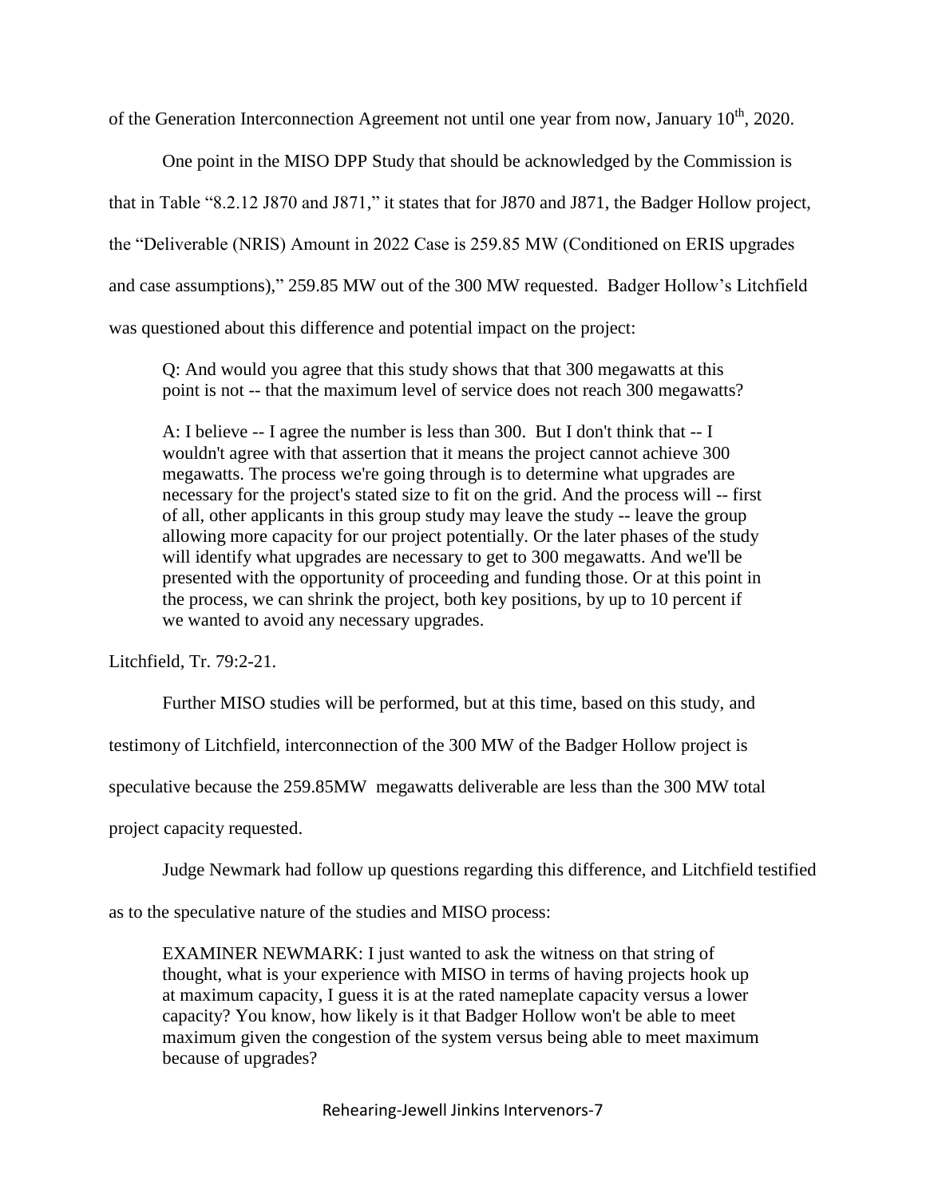of the Generation Interconnection Agreement not until one year from now, January 10th, 2020.

One point in the MISO DPP Study that should be acknowledged by the Commission is that in Table "8.2.12 J870 and J871," it states that for J870 and J871, the Badger Hollow project, the "Deliverable (NRIS) Amount in 2022 Case is 259.85 MW (Conditioned on ERIS upgrades and case assumptions)," 259.85 MW out of the 300 MW requested. Badger Hollow's Litchfield was questioned about this difference and potential impact on the project:

> Q: And would you agree that this study shows that that 300 megawatts at this point is not -- that the maximum level of service does not reach 300 megawatts?
>
> A: I believe -- I agree the number is less than 300. But I don't think that -- I wouldn't agree with that assertion that it means the project cannot achieve 300 megawatts. The process we're going through is to determine what upgrades are necessary for the project's stated size to fit on the grid. And the process will -- first of all, other applicants in this group study may leave the study -- leave the group allowing more capacity for our project potentially. Or the later phases of the study will identify what upgrades are necessary to get to 300 megawatts. And we'll be presented with the opportunity of proceeding and funding those. Or at this point in the process, we can shrink the project, both key positions, by up to 10 percent if we wanted to avoid any necessary upgrades.

Litchfield, Tr. 79:2-21.

Further MISO studies will be performed, but at this time, based on this study, and testimony of Litchfield, interconnection of the 300 MW of the Badger Hollow project is speculative because the 259.85MW megawatts deliverable are less than the 300 MW total project capacity requested.

Judge Newmark had follow up questions regarding this difference, and Litchfield testified as to the speculative nature of the studies and MISO process:

> EXAMINER NEWMARK: I just wanted to ask the witness on that string of thought, what is your experience with MISO in terms of having projects hook up at maximum capacity, I guess it is at the rated nameplate capacity versus a lower capacity? You know, how likely is it that Badger Hollow won't be able to meet maximum given the congestion of the system versus being able to meet maximum because of upgrades?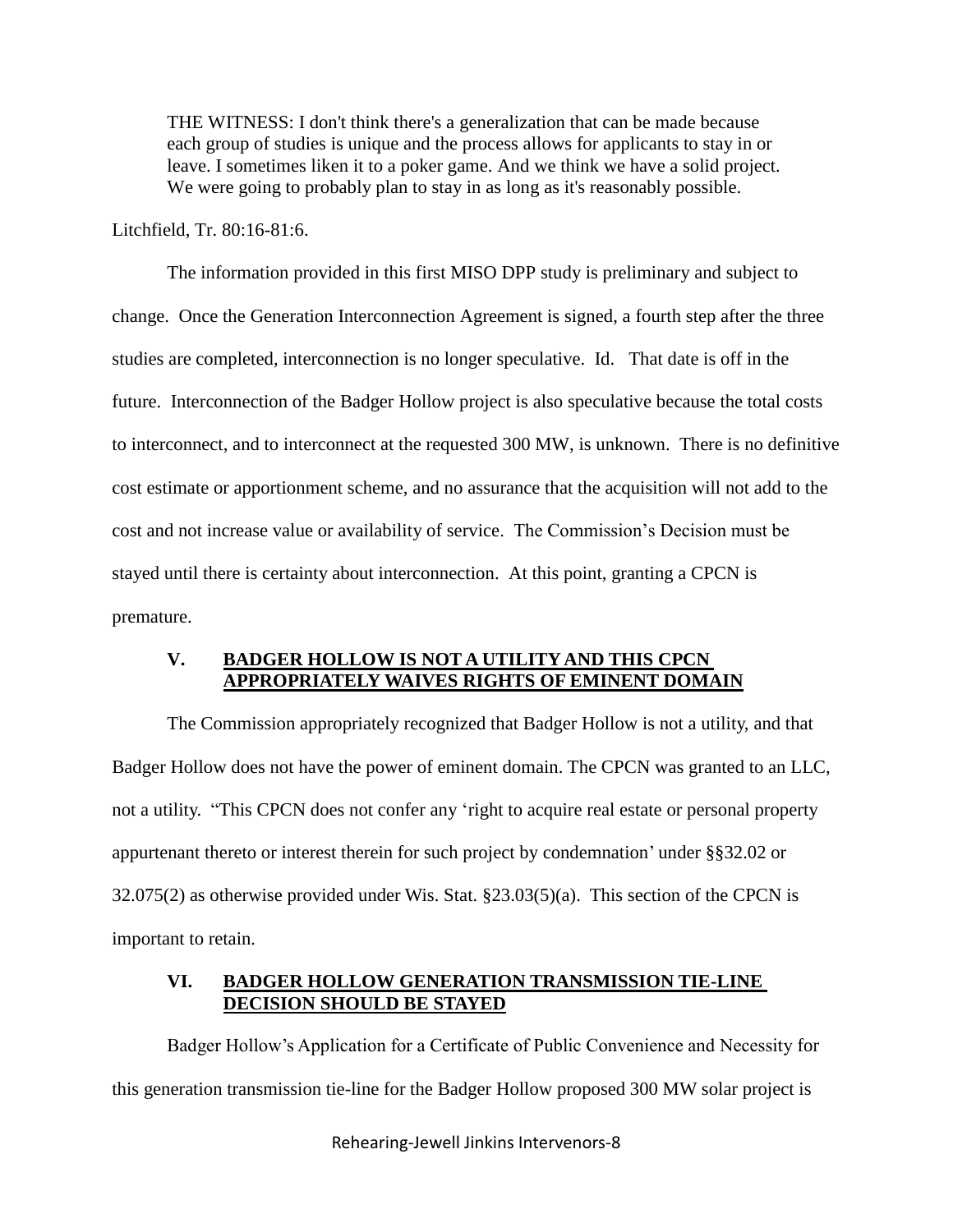THE WITNESS: I don't think there's a generalization that can be made because each group of studies is unique and the process allows for applicants to stay in or leave. I sometimes liken it to a poker game. And we think we have a solid project. We were going to probably plan to stay in as long as it's reasonably possible.

Litchfield, Tr. 80:16-81:6.

The information provided in this first MISO DPP study is preliminary and subject to change. Once the Generation Interconnection Agreement is signed, a fourth step after the three studies are completed, interconnection is no longer speculative. Id. That date is off in the future. Interconnection of the Badger Hollow project is also speculative because the total costs to interconnect, and to interconnect at the requested 300 MW, is unknown. There is no definitive cost estimate or apportionment scheme, and no assurance that the acquisition will not add to the cost and not increase value or availability of service. The Commission's Decision must be stayed until there is certainty about interconnection. At this point, granting a CPCN is premature.

## V. BADGER HOLLOW IS NOT A UTILITY AND THIS CPCN APPROPRIATELY WAIVES RIGHTS OF EMINENT DOMAIN

The Commission appropriately recognized that Badger Hollow is not a utility, and that Badger Hollow does not have the power of eminent domain. The CPCN was granted to an LLC, not a utility. "This CPCN does not confer any 'right to acquire real estate or personal property appurtenant thereto or interest therein for such project by condemnation' under §§32.02 or 32.075(2) as otherwise provided under Wis. Stat. §23.03(5)(a). This section of the CPCN is important to retain.

## VI. BADGER HOLLOW GENERATION TRANSMISSION TIE-LINE DECISION SHOULD BE STAYED

Badger Hollow's Application for a Certificate of Public Convenience and Necessity for this generation transmission tie-line for the Badger Hollow proposed 300 MW solar project is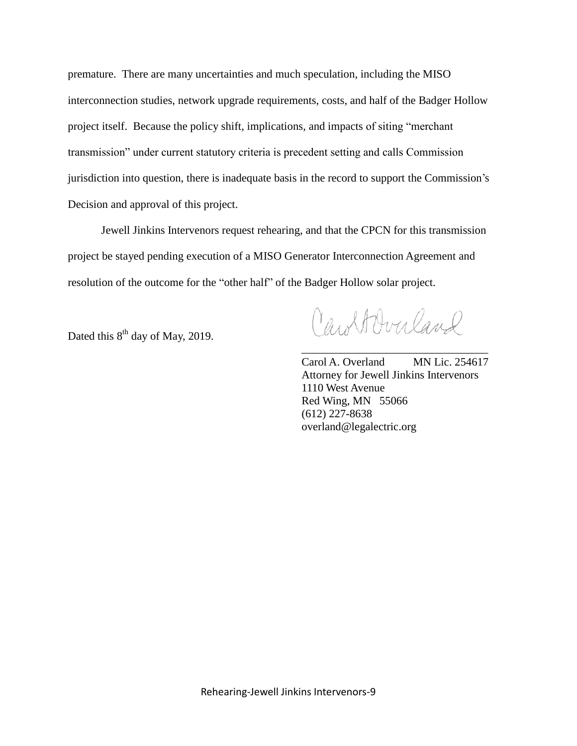premature. There are many uncertainties and much speculation, including the MISO interconnection studies, network upgrade requirements, costs, and half of the Badger Hollow project itself. Because the policy shift, implications, and impacts of siting "merchant transmission" under current statutory criteria is precedent setting and calls Commission jurisdiction into question, there is inadequate basis in the record to support the Commission's Decision and approval of this project.

Jewell Jinkins Intervenors request rehearing, and that the CPCN for this transmission project be stayed pending execution of a MISO Generator Interconnection Agreement and resolution of the outcome for the "other half" of the Badger Hollow solar project.

Dated this 8th day of May, 2019.

Carol A. Overland
_________________________________
Carol A. Overland MN Lic. 254617
Attorney for Jewell Jinkins Intervenors
1110 West Avenue
Red Wing, MN 55066
(612) 227-8638
overland@legalectric.org